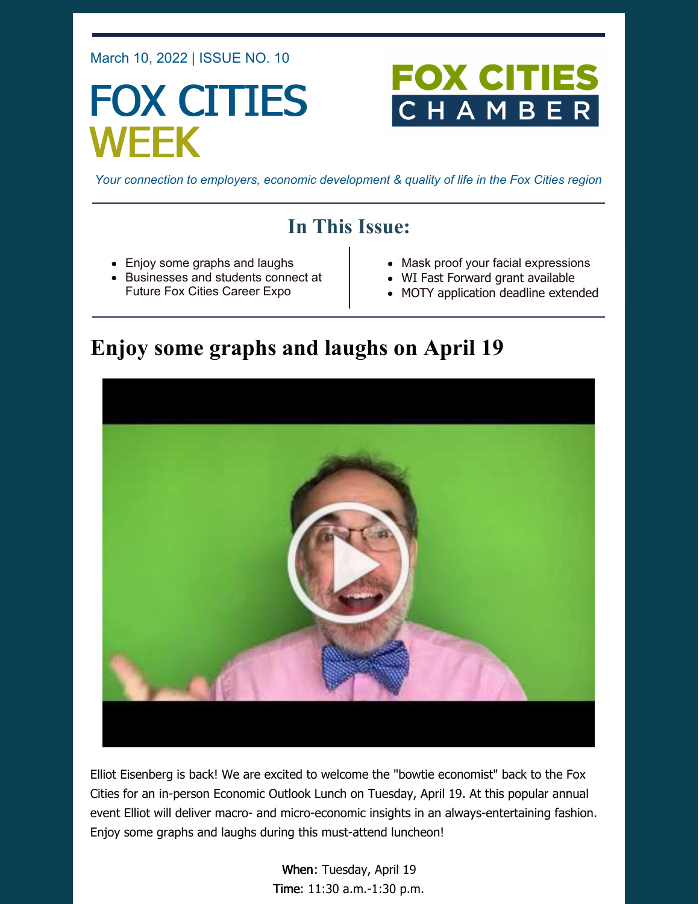March 10, 2022 | ISSUE NO. 10

# FOX CITIES WEEK

FOX CITIES CHAMBER

*Your connection to employers, economic development & quality of life in the Fox Cities region*

## In This Issue:

- Enjoy some graphs and laughs
- Businesses and students connect at Future Fox Cities Career Expo
- Mask proof your facial expressions
- WI Fast Forward grant available
- MOTY application deadline extended

## Enjoy some graphs and laughs on April 19

Elliot Eisenberg is back! We are excited to welcome the "bowtie economist" back to the Fox Cities for an in-person Economic Outlook Lunch on Tuesday, April 19. At this popular annual event Elliot will deliver macro- and micro-economic insights in an always-entertaining fashion. Enjoy some graphs and laughs during this must-attend luncheon!

**When**: Tuesday, April 19
**Time**: 11:30 a.m.-1:30 p.m.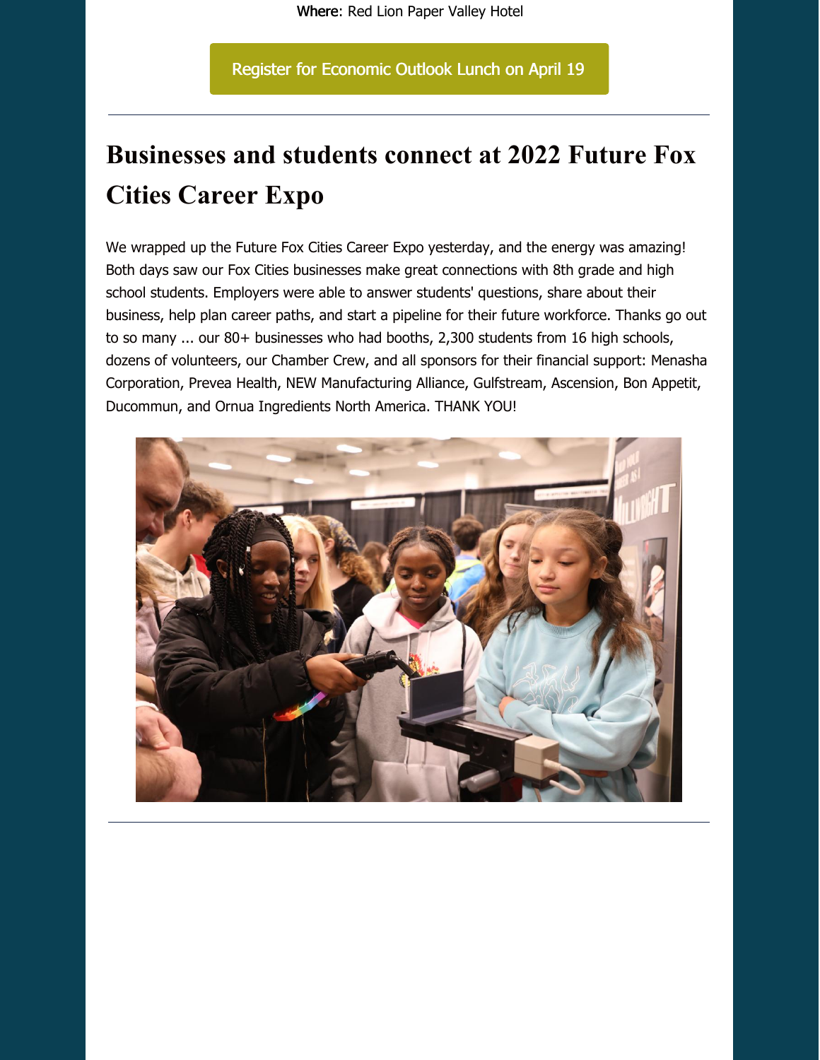**Where**: Red Lion Paper Valley Hotel

Register for Economic Outlook Lunch on April 19

---

# Businesses and students connect at 2022 Future Fox Cities Career Expo

We wrapped up the Future Fox Cities Career Expo yesterday, and the energy was amazing! Both days saw our Fox Cities businesses make great connections with 8th grade and high school students. Employers were able to answer students' questions, share about their business, help plan career paths, and start a pipeline for their future workforce. Thanks go out to so many ... our 80+ businesses who had booths, 2,300 students from 16 high schools, dozens of volunteers, our Chamber Crew, and all sponsors for their financial support: Menasha Corporation, Prevea Health, NEW Manufacturing Alliance, Gulfstream, Ascension, Bon Appetit, Ducommun, and Ornua Ingredients North America. THANK YOU!

---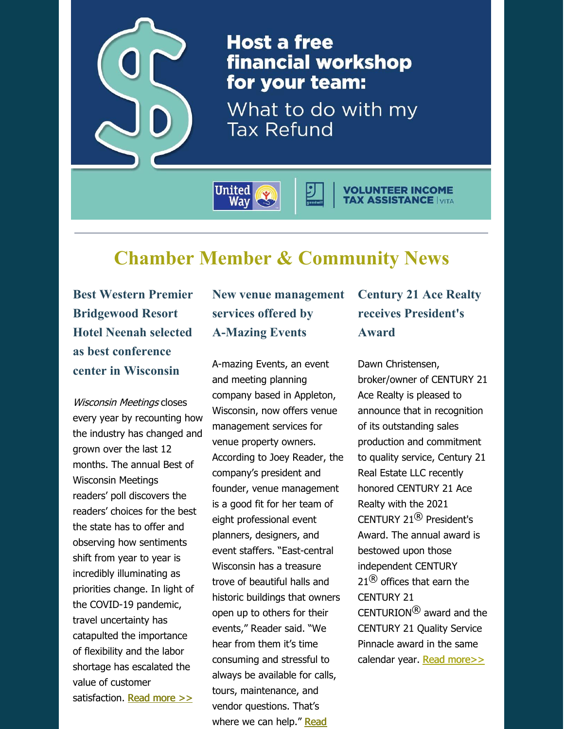**Host a free financial workshop for your team:**

What to do with my Tax Refund

United Way | VOLUNTEER INCOME TAX ASSISTANCE | VITA

---

## Chamber Member & Community News

### Best Western Premier Bridgewood Resort Hotel Neenah selected as best conference center in Wisconsin

*Wisconsin Meetings* closes every year by recounting how the industry has changed and grown over the last 12 months. The annual Best of Wisconsin Meetings readers' poll discovers the readers' choices for the best the state has to offer and observing how sentiments shift from year to year is incredibly illuminating as priorities change. In light of the COVID-19 pandemic, travel uncertainty has catapulted the importance of flexibility and the labor shortage has escalated the value of customer satisfaction. Read more >>

### New venue management services offered by A-Mazing Events

A-mazing Events, an event and meeting planning company based in Appleton, Wisconsin, now offers venue management services for venue property owners. According to Joey Reader, the company's president and founder, venue management is a good fit for her team of eight professional event planners, designers, and event staffers. "East-central Wisconsin has a treasure trove of beautiful halls and historic buildings that owners open up to others for their events," Reader said. "We hear from them it's time consuming and stressful to always be available for calls, tours, maintenance, and vendor questions. That's where we can help." Read

### Century 21 Ace Realty receives President's Award

Dawn Christensen, broker/owner of CENTURY 21 Ace Realty is pleased to announce that in recognition of its outstanding sales production and commitment to quality service, Century 21 Real Estate LLC recently honored CENTURY 21 Ace Realty with the 2021 CENTURY 21® President's Award. The annual award is bestowed upon those independent CENTURY 21® offices that earn the CENTURY 21 CENTURION® award and the CENTURY 21 Quality Service Pinnacle award in the same calendar year. Read more>>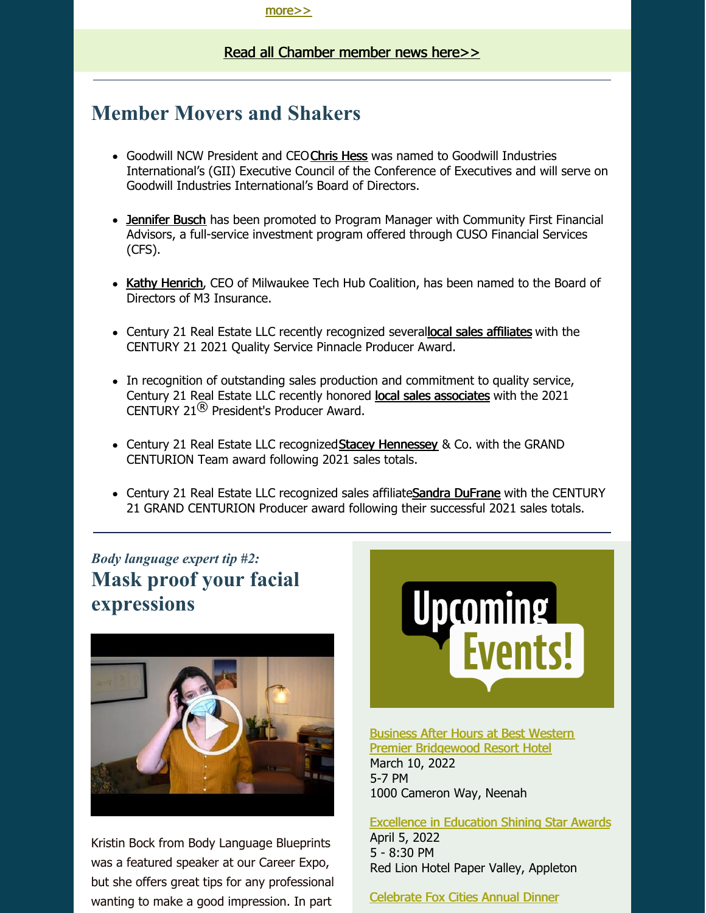more>>

Read all Chamber member news here>>

---

## Member Movers and Shakers

- Goodwill NCW President and CEO Chris Hess was named to Goodwill Industries International's (GII) Executive Council of the Conference of Executives and will serve on Goodwill Industries International's Board of Directors.

- Jennifer Busch has been promoted to Program Manager with Community First Financial Advisors, a full-service investment program offered through CUSO Financial Services (CFS).

- Kathy Henrich, CEO of Milwaukee Tech Hub Coalition, has been named to the Board of Directors of M3 Insurance.

- Century 21 Real Estate LLC recently recognized several local sales affiliates with the CENTURY 21 2021 Quality Service Pinnacle Producer Award.

- In recognition of outstanding sales production and commitment to quality service, Century 21 Real Estate LLC recently honored local sales associates with the 2021 CENTURY 21® President's Producer Award.

- Century 21 Real Estate LLC recognized Stacey Hennessey & Co. with the GRAND CENTURION Team award following 2021 sales totals.

- Century 21 Real Estate LLC recognized sales affiliate Sandra DuFrane with the CENTURY 21 GRAND CENTURION Producer award following their successful 2021 sales totals.

---

*Body language expert tip #2:*

## Mask proof your facial expressions

Kristin Bock from Body Language Blueprints was a featured speaker at our Career Expo, but she offers great tips for any professional wanting to make a good impression. In part

**Upcoming Events!**

Business After Hours at Best Western Premier Bridgewood Resort Hotel
March 10, 2022
5-7 PM
1000 Cameron Way, Neenah

Excellence in Education Shining Star Awards
April 5, 2022
5 - 8:30 PM
Red Lion Hotel Paper Valley, Appleton

Celebrate Fox Cities Annual Dinner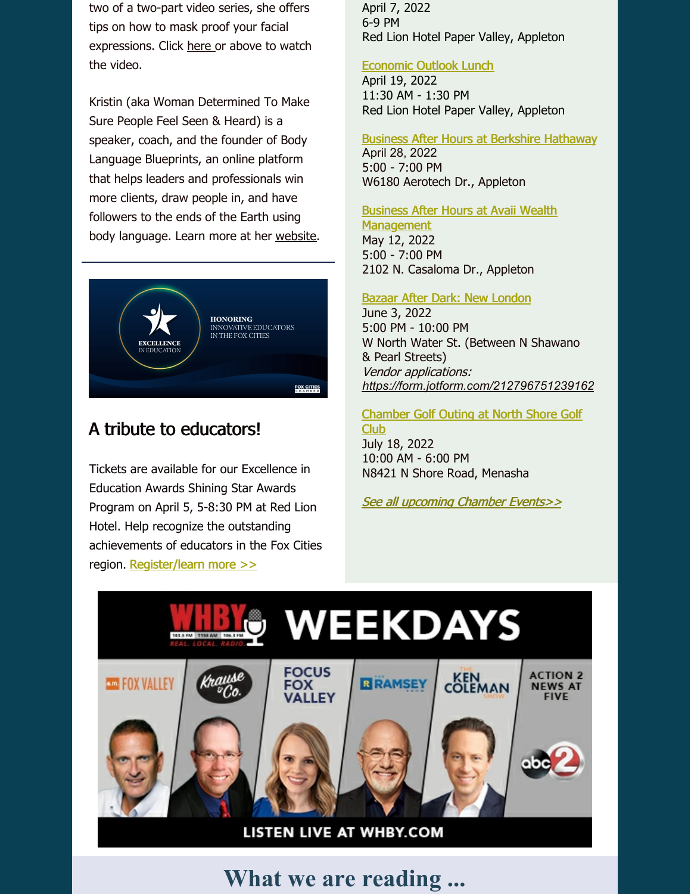two of a two-part video series, she offers tips on how to mask proof your facial expressions. Click here or above to watch the video.

Kristin (aka Woman Determined To Make Sure People Feel Seen & Heard) is a speaker, coach, and the founder of Body Language Blueprints, an online platform that helps leaders and professionals win more clients, draw people in, and have followers to the ends of the Earth using body language. Learn more at her website.

---

## A tribute to educators!

Tickets are available for our Excellence in Education Awards Shining Star Awards Program on April 5, 5-8:30 PM at Red Lion Hotel. Help recognize the outstanding achievements of educators in the Fox Cities region. Register/learn more >>

April 7, 2022
6-9 PM
Red Lion Hotel Paper Valley, Appleton

Economic Outlook Lunch
April 19, 2022
11:30 AM - 1:30 PM
Red Lion Hotel Paper Valley, Appleton

Business After Hours at Berkshire Hathaway
April 28, 2022
5:00 - 7:00 PM
W6180 Aerotech Dr., Appleton

Business After Hours at Avaii Wealth Management
May 12, 2022
5:00 - 7:00 PM
2102 N. Casaloma Dr., Appleton

Bazaar After Dark: New London
June 3, 2022
5:00 PM - 10:00 PM
W North Water St. (Between N Shawano & Pearl Streets)
*Vendor applications:*
*https://form.jotform.com/212796751239162*

Chamber Golf Outing at North Shore Golf Club
July 18, 2022
10:00 AM - 6:00 PM
N8421 N Shore Road, Menasha

*See all upcoming Chamber Events>>*

# What we are reading ...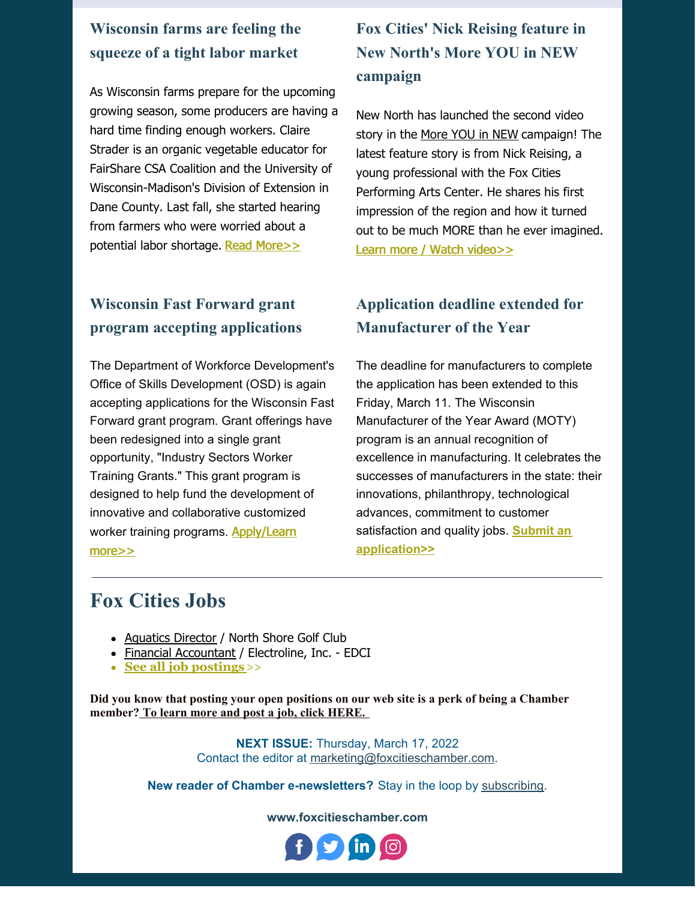### Wisconsin farms are feeling the squeeze of a tight labor market

As Wisconsin farms prepare for the upcoming growing season, some producers are having a hard time finding enough workers. Claire Strader is an organic vegetable educator for FairShare CSA Coalition and the University of Wisconsin-Madison's Division of Extension in Dane County. Last fall, she started hearing from farmers who were worried about a potential labor shortage. Read More>>

### Fox Cities' Nick Reising feature in New North's More YOU in NEW campaign

New North has launched the second video story in the More YOU in NEW campaign! The latest feature story is from Nick Reising, a young professional with the Fox Cities Performing Arts Center. He shares his first impression of the region and how it turned out to be much MORE than he ever imagined. Learn more / Watch video>>

### Wisconsin Fast Forward grant program accepting applications

The Department of Workforce Development's Office of Skills Development (OSD) is again accepting applications for the Wisconsin Fast Forward grant program. Grant offerings have been redesigned into a single grant opportunity, "Industry Sectors Worker Training Grants." This grant program is designed to help fund the development of innovative and collaborative customized worker training programs. Apply/Learn more>>

### Application deadline extended for Manufacturer of the Year

The deadline for manufacturers to complete the application has been extended to this Friday, March 11. The Wisconsin Manufacturer of the Year Award (MOTY) program is an annual recognition of excellence in manufacturing. It celebrates the successes of manufacturers in the state: their innovations, philanthropy, technological advances, commitment to customer satisfaction and quality jobs. **Submit an application>>**

---

## Fox Cities Jobs

- Aquatics Director / North Shore Golf Club
- Financial Accountant / Electroline, Inc. - EDCI
- **See all job postings** >>

**Did you know that posting your open positions on our web site is a perk of being a Chamber member? To learn more and post a job, click HERE.**

**NEXT ISSUE:** Thursday, March 17, 2022
Contact the editor at marketing@foxcitieschamber.com.

**New reader of Chamber e-newsletters?** Stay in the loop by subscribing.

**www.foxcitieschamber.com**